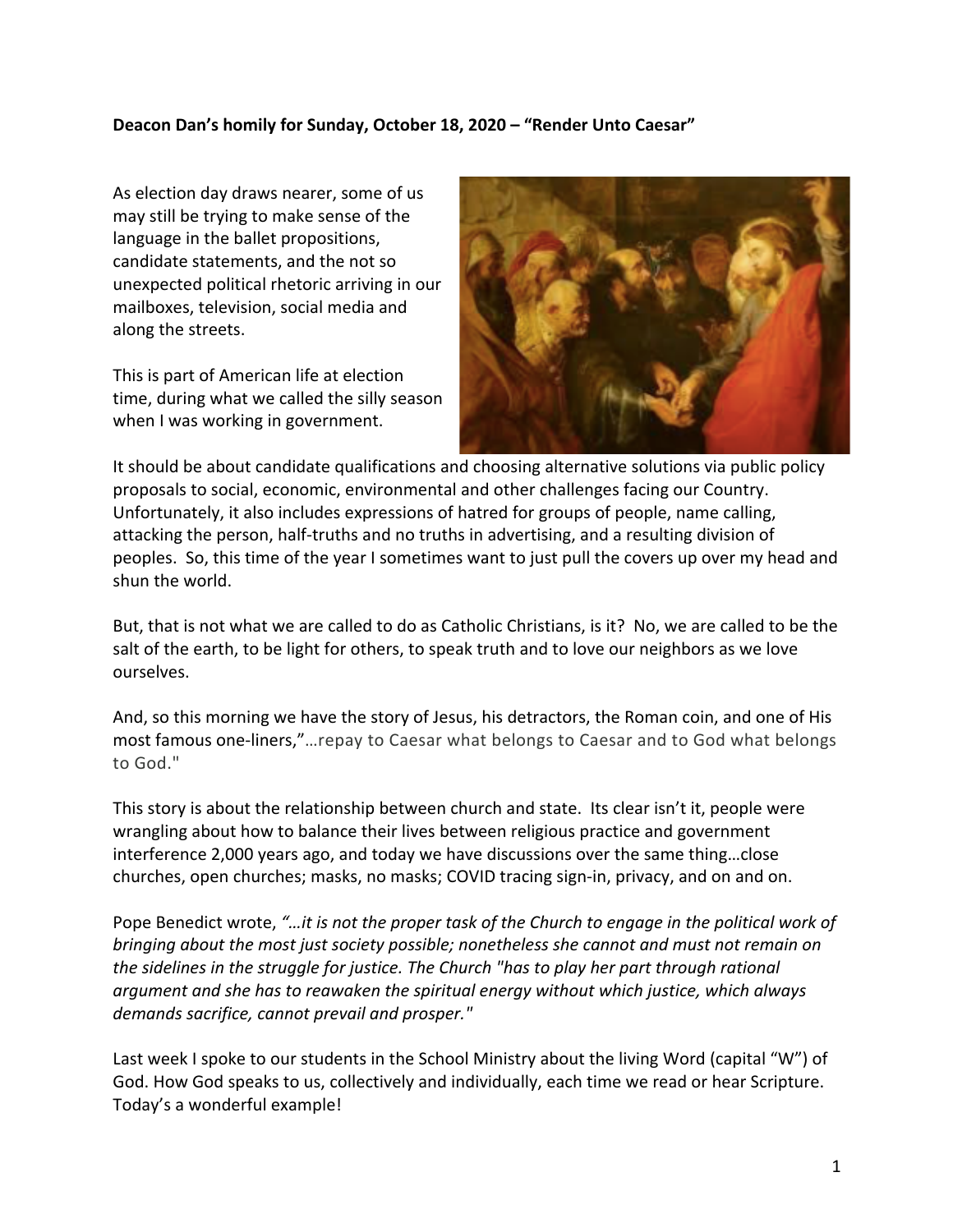**Deacon Dan's homily for Sunday, October 18, 2020 – "Render Unto Caesar"**

As election day draws nearer, some of us may still be trying to make sense of the language in the ballet propositions, candidate statements, and the not so unexpected political rhetoric arriving in our mailboxes, television, social media and along the streets.

This is part of American life at election time, during what we called the silly season when I was working in government.

It should be about candidate qualifications and choosing alternative solutions via public policy proposals to social, economic, environmental and other challenges facing our Country. Unfortunately, it also includes expressions of hatred for groups of people, name calling, attacking the person, half-truths and no truths in advertising, and a resulting division of peoples. So, this time of the year I sometimes want to just pull the covers up over my head and shun the world.

But, that is not what we are called to do as Catholic Christians, is it? No, we are called to be the salt of the earth, to be light for others, to speak truth and to love our neighbors as we love ourselves.

And, so this morning we have the story of Jesus, his detractors, the Roman coin, and one of His most famous one-liners,"…repay to Caesar what belongs to Caesar and to God what belongs to God."

This story is about the relationship between church and state. Its clear isn't it, people were wrangling about how to balance their lives between religious practice and government interference 2,000 years ago, and today we have discussions over the same thing…close churches, open churches; masks, no masks; COVID tracing sign-in, privacy, and on and on.

Pope Benedict wrote, *"…it is not the proper task of the Church to engage in the political work of bringing about the most just society possible; nonetheless she cannot and must not remain on the sidelines in the struggle for justice. The Church "has to play her part through rational argument and she has to reawaken the spiritual energy without which justice, which always demands sacrifice, cannot prevail and prosper."*

Last week I spoke to our students in the School Ministry about the living Word (capital "W") of God. How God speaks to us, collectively and individually, each time we read or hear Scripture. Today's a wonderful example!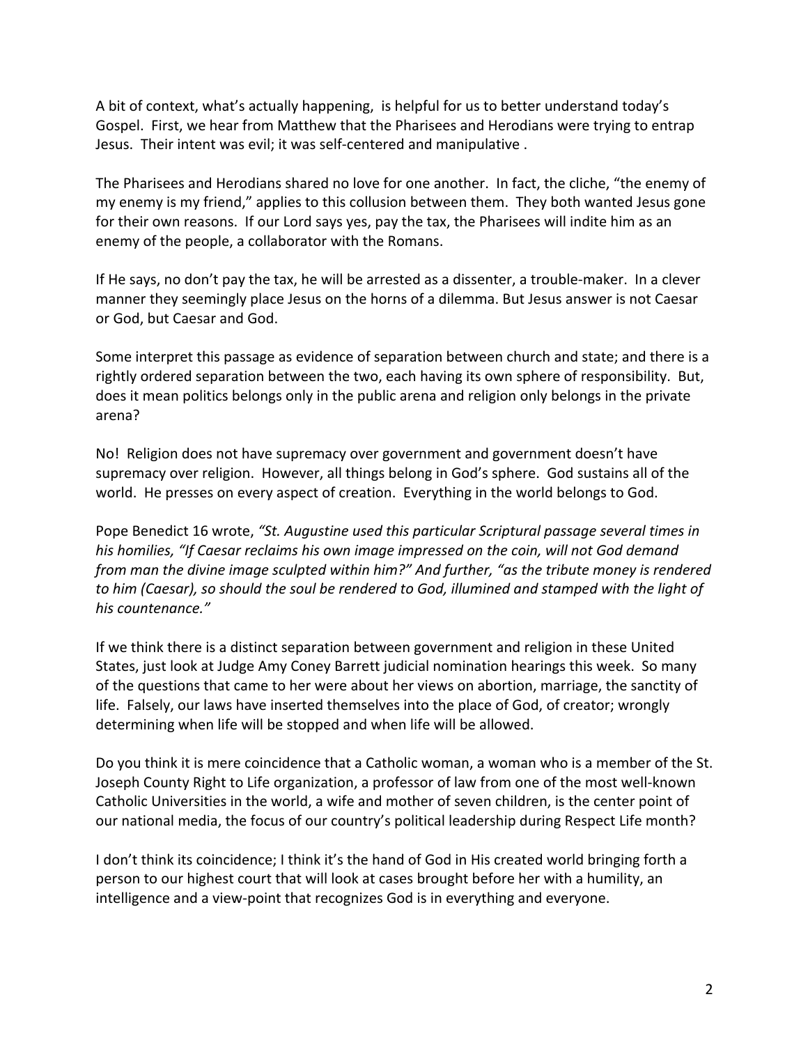A bit of context, what's actually happening, is helpful for us to better understand today's Gospel. First, we hear from Matthew that the Pharisees and Herodians were trying to entrap Jesus. Their intent was evil; it was self-centered and manipulative .

The Pharisees and Herodians shared no love for one another. In fact, the cliche, "the enemy of my enemy is my friend," applies to this collusion between them. They both wanted Jesus gone for their own reasons. If our Lord says yes, pay the tax, the Pharisees will indite him as an enemy of the people, a collaborator with the Romans.

If He says, no don't pay the tax, he will be arrested as a dissenter, a trouble-maker. In a clever manner they seemingly place Jesus on the horns of a dilemma. But Jesus answer is not Caesar or God, but Caesar and God.

Some interpret this passage as evidence of separation between church and state; and there is a rightly ordered separation between the two, each having its own sphere of responsibility. But, does it mean politics belongs only in the public arena and religion only belongs in the private arena?

No! Religion does not have supremacy over government and government doesn't have supremacy over religion. However, all things belong in God's sphere. God sustains all of the world. He presses on every aspect of creation. Everything in the world belongs to God.

Pope Benedict 16 wrote, *"St. Augustine used this particular Scriptural passage several times in his homilies, "If Caesar reclaims his own image impressed on the coin, will not God demand from man the divine image sculpted within him?" And further, "as the tribute money is rendered to him (Caesar), so should the soul be rendered to God, illumined and stamped with the light of his countenance."*

If we think there is a distinct separation between government and religion in these United States, just look at Judge Amy Coney Barrett judicial nomination hearings this week. So many of the questions that came to her were about her views on abortion, marriage, the sanctity of life. Falsely, our laws have inserted themselves into the place of God, of creator; wrongly determining when life will be stopped and when life will be allowed.

Do you think it is mere coincidence that a Catholic woman, a woman who is a member of the St. Joseph County Right to Life organization, a professor of law from one of the most well-known Catholic Universities in the world, a wife and mother of seven children, is the center point of our national media, the focus of our country's political leadership during Respect Life month?

I don't think its coincidence; I think it's the hand of God in His created world bringing forth a person to our highest court that will look at cases brought before her with a humility, an intelligence and a view-point that recognizes God is in everything and everyone.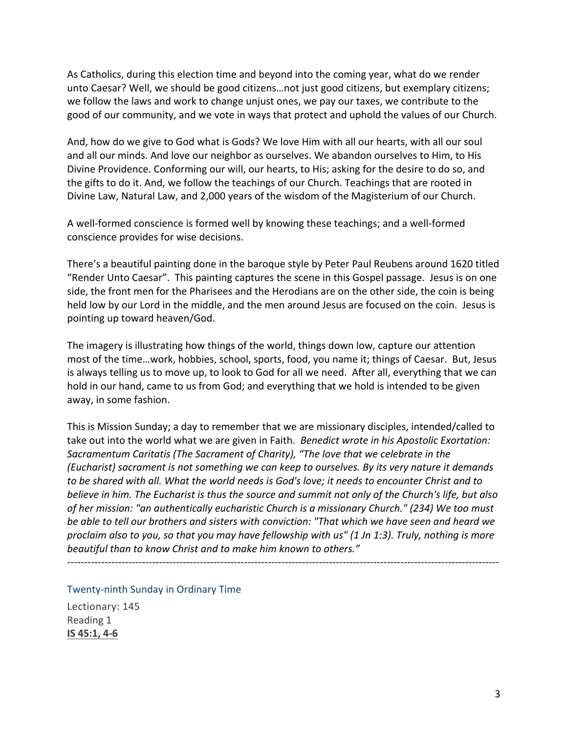As Catholics, during this election time and beyond into the coming year, what do we render unto Caesar? Well, we should be good citizens…not just good citizens, but exemplary citizens; we follow the laws and work to change unjust ones, we pay our taxes, we contribute to the good of our community, and we vote in ways that protect and uphold the values of our Church.

And, how do we give to God what is Gods? We love Him with all our hearts, with all our soul and all our minds. And love our neighbor as ourselves. We abandon ourselves to Him, to His Divine Providence. Conforming our will, our hearts, to His; asking for the desire to do so, and the gifts to do it. And, we follow the teachings of our Church. Teachings that are rooted in Divine Law, Natural Law, and 2,000 years of the wisdom of the Magisterium of our Church.

A well-formed conscience is formed well by knowing these teachings; and a well-formed conscience provides for wise decisions.

There's a beautiful painting done in the baroque style by Peter Paul Reubens around 1620 titled "Render Unto Caesar". This painting captures the scene in this Gospel passage. Jesus is on one side, the front men for the Pharisees and the Herodians are on the other side, the coin is being held low by our Lord in the middle, and the men around Jesus are focused on the coin. Jesus is pointing up toward heaven/God.

The imagery is illustrating how things of the world, things down low, capture our attention most of the time…work, hobbies, school, sports, food, you name it; things of Caesar. But, Jesus is always telling us to move up, to look to God for all we need. After all, everything that we can hold in our hand, came to us from God; and everything that we hold is intended to be given away, in some fashion.

This is Mission Sunday; a day to remember that we are missionary disciples, intended/called to take out into the world what we are given in Faith. *Benedict wrote in his Apostolic Exortation: Sacramentum Caritatis (The Sacrament of Charity), "The love that we celebrate in the (Eucharist) sacrament is not something we can keep to ourselves. By its very nature it demands to be shared with all. What the world needs is God's love; it needs to encounter Christ and to believe in him. The Eucharist is thus the source and summit not only of the Church's life, but also of her mission: "an authentically eucharistic Church is a missionary Church." (234) We too must be able to tell our brothers and sisters with conviction: "That which we have seen and heard we proclaim also to you, so that you may have fellowship with us" (1 Jn 1:3). Truly, nothing is more beautiful than to know Christ and to make him known to others."*

---

## Twenty-ninth Sunday in Ordinary Time

Lectionary: 145
Reading 1
**IS 45:1, 4-6**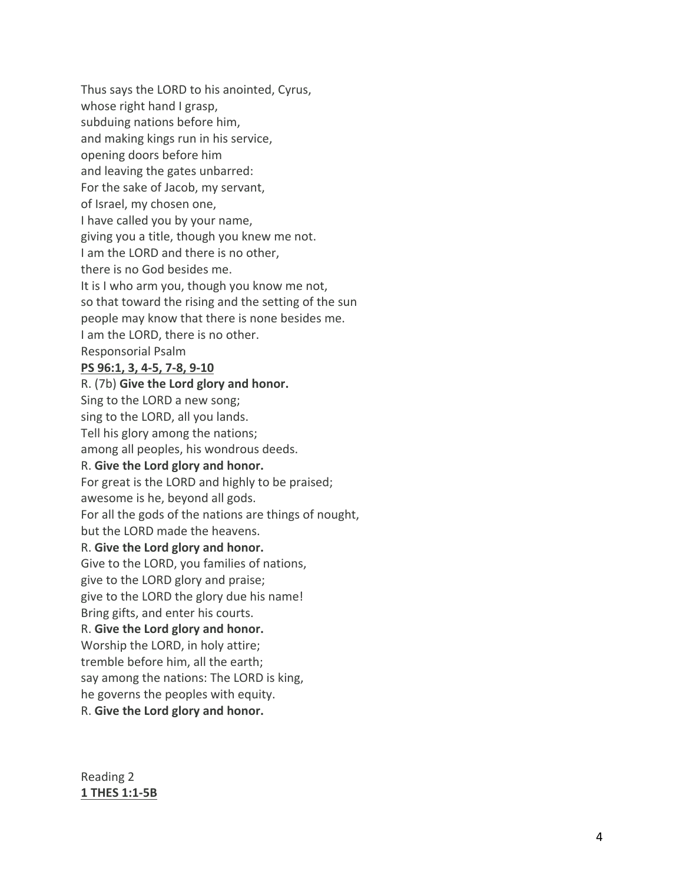Thus says the LORD to his anointed, Cyrus,  
whose right hand I grasp,  
subduing nations before him,  
and making kings run in his service,  
opening doors before him  
and leaving the gates unbarred:  
For the sake of Jacob, my servant,  
of Israel, my chosen one,  
I have called you by your name,  
giving you a title, though you knew me not.  
I am the LORD and there is no other,  
there is no God besides me.  
It is I who arm you, though you know me not,  
so that toward the rising and the setting of the sun  
people may know that there is none besides me.  
I am the LORD, there is no other.  
Responsorial Psalm  
<u>**PS 96:1, 3, 4-5, 7-8, 9-10**</u>  
R. (7b) **Give the Lord glory and honor.**  
Sing to the LORD a new song;  
sing to the LORD, all you lands.  
Tell his glory among the nations;  
among all peoples, his wondrous deeds.  
R. **Give the Lord glory and honor.**  
For great is the LORD and highly to be praised;  
awesome is he, beyond all gods.  
For all the gods of the nations are things of nought,  
but the LORD made the heavens.  
R. **Give the Lord glory and honor.**  
Give to the LORD, you families of nations,  
give to the LORD glory and praise;  
give to the LORD the glory due his name!  
Bring gifts, and enter his courts.  
R. **Give the Lord glory and honor.**  
Worship the LORD, in holy attire;  
tremble before him, all the earth;  
say among the nations: The LORD is king,  
he governs the peoples with equity.  
R. **Give the Lord glory and honor.**

Reading 2  
<u>**1 THES 1:1-5B**</u>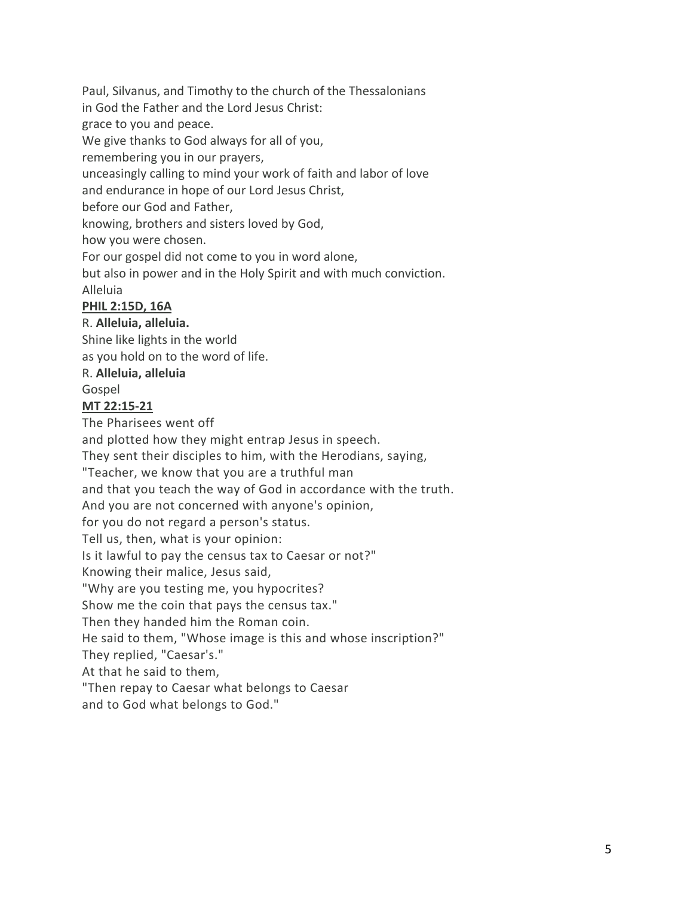Paul, Silvanus, and Timothy to the church of the Thessalonians
in God the Father and the Lord Jesus Christ:
grace to you and peace.
We give thanks to God always for all of you,
remembering you in our prayers,
unceasingly calling to mind your work of faith and labor of love
and endurance in hope of our Lord Jesus Christ,
before our God and Father,
knowing, brothers and sisters loved by God,
how you were chosen.
For our gospel did not come to you in word alone,
but also in power and in the Holy Spirit and with much conviction.
Alleluia

**PHIL 2:15D, 16A**

R. **Alleluia, alleluia.**
Shine like lights in the world
as you hold on to the word of life.
R. **Alleluia, alleluia**

Gospel

**MT 22:15-21**

The Pharisees went off
and plotted how they might entrap Jesus in speech.
They sent their disciples to him, with the Herodians, saying,
"Teacher, we know that you are a truthful man
and that you teach the way of God in accordance with the truth.
And you are not concerned with anyone's opinion,
for you do not regard a person's status.
Tell us, then, what is your opinion:
Is it lawful to pay the census tax to Caesar or not?"
Knowing their malice, Jesus said,
"Why are you testing me, you hypocrites?
Show me the coin that pays the census tax."
Then they handed him the Roman coin.
He said to them, "Whose image is this and whose inscription?"
They replied, "Caesar's."
At that he said to them,
"Then repay to Caesar what belongs to Caesar
and to God what belongs to God."